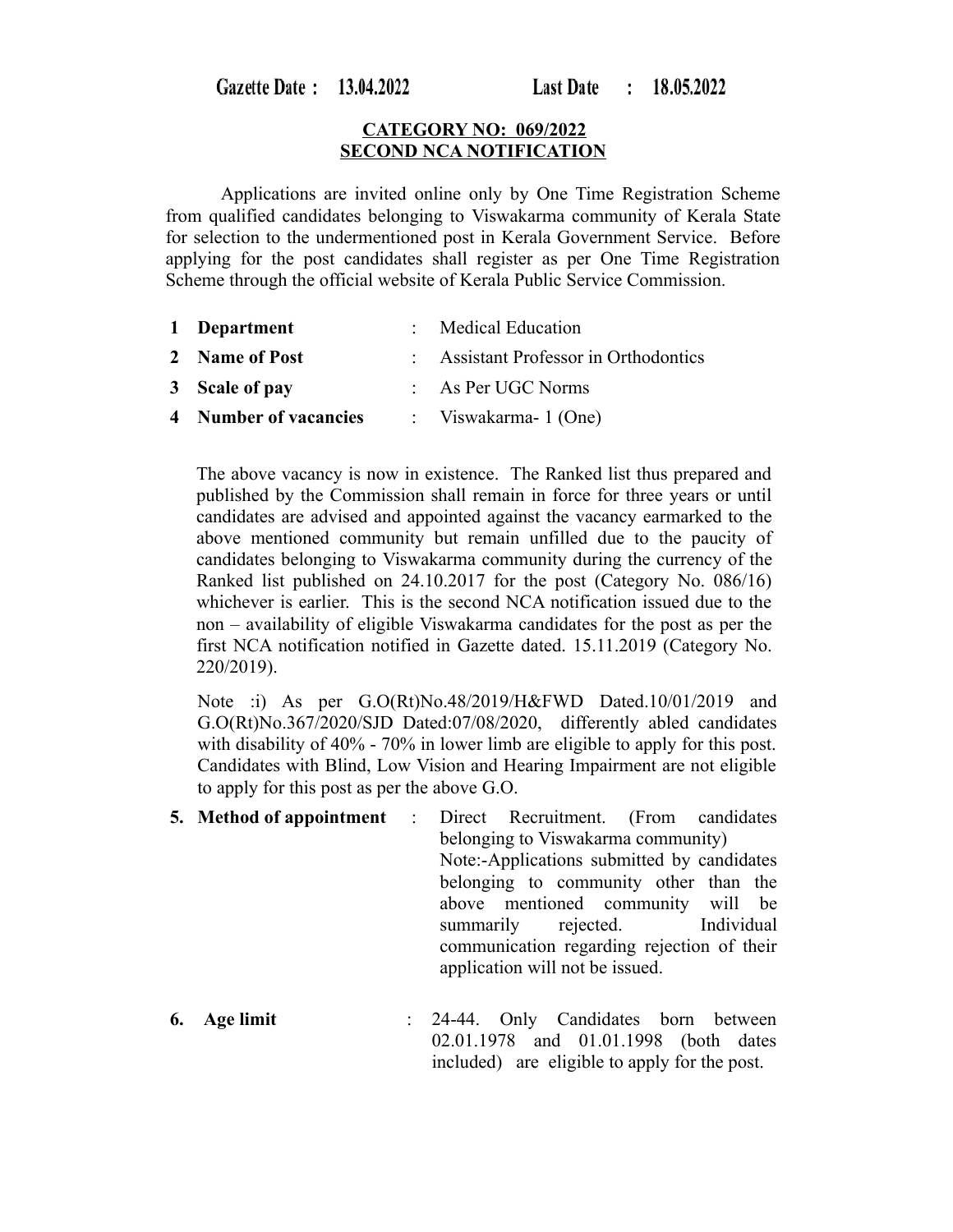**Gazette Date : 13.04.2022** **Last Date : 18.05.2022**

**CATEGORY NO: 069/2022**
**SECOND NCA NOTIFICATION**

Applications are invited online only by One Time Registration Scheme from qualified candidates belonging to Viswakarma community of Kerala State for selection to the undermentioned post in Kerala Government Service. Before applying for the post candidates shall register as per One Time Registration Scheme through the official website of Kerala Public Service Commission.

| | | | |
|---|---|---|---|
| **1** | **Department** | : | Medical Education |
| **2** | **Name of Post** | : | Assistant Professor in Orthodontics |
| **3** | **Scale of pay** | : | As Per UGC Norms |
| **4** | **Number of vacancies** | : | Viswakarma- 1 (One) |

The above vacancy is now in existence. The Ranked list thus prepared and published by the Commission shall remain in force for three years or until candidates are advised and appointed against the vacancy earmarked to the above mentioned community but remain unfilled due to the paucity of candidates belonging to Viswakarma community during the currency of the Ranked list published on 24.10.2017 for the post (Category No. 086/16) whichever is earlier. This is the second NCA notification issued due to the non – availability of eligible Viswakarma candidates for the post as per the first NCA notification notified in Gazette dated. 15.11.2019 (Category No. 220/2019).

Note :i) As per G.O(Rt)No.48/2019/H&FWD Dated.10/01/2019 and G.O(Rt)No.367/2020/SJD Dated:07/08/2020, differently abled candidates with disability of 40% - 70% in lower limb are eligible to apply for this post. Candidates with Blind, Low Vision and Hearing Impairment are not eligible to apply for this post as per the above G.O.

**5. Method of appointment** : Direct Recruitment. (From candidates belonging to Viswakarma community)
Note:-Applications submitted by candidates belonging to community other than the above mentioned community will be summarily rejected. Individual communication regarding rejection of their application will not be issued.

**6. Age limit** : 24-44. Only Candidates born between 02.01.1978 and 01.01.1998 (both dates included) are eligible to apply for the post.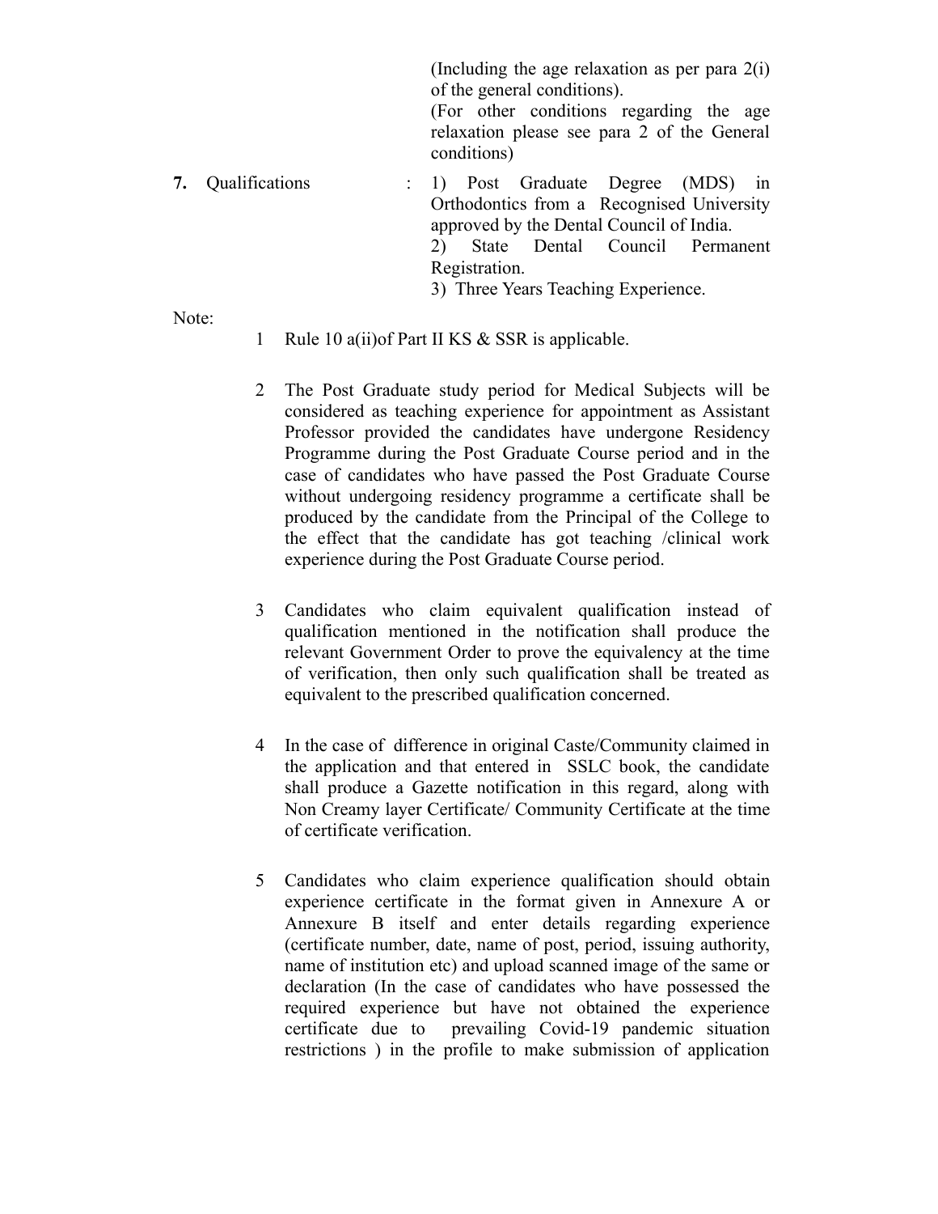(Including the age relaxation as per para 2(i) of the general conditions).
(For other conditions regarding the age relaxation please see para 2 of the General conditions)

**7.** Qualifications : 1) Post Graduate Degree (MDS) in Orthodontics from a Recognised University approved by the Dental Council of India.
2) State Dental Council Permanent Registration.
3) Three Years Teaching Experience.

Note:

1. Rule 10 a(ii)of Part II KS & SSR is applicable.

2. The Post Graduate study period for Medical Subjects will be considered as teaching experience for appointment as Assistant Professor provided the candidates have undergone Residency Programme during the Post Graduate Course period and in the case of candidates who have passed the Post Graduate Course without undergoing residency programme a certificate shall be produced by the candidate from the Principal of the College to the effect that the candidate has got teaching /clinical work experience during the Post Graduate Course period.

3. Candidates who claim equivalent qualification instead of qualification mentioned in the notification shall produce the relevant Government Order to prove the equivalency at the time of verification, then only such qualification shall be treated as equivalent to the prescribed qualification concerned.

4. In the case of difference in original Caste/Community claimed in the application and that entered in SSLC book, the candidate shall produce a Gazette notification in this regard, along with Non Creamy layer Certificate/ Community Certificate at the time of certificate verification.

5. Candidates who claim experience qualification should obtain experience certificate in the format given in Annexure A or Annexure B itself and enter details regarding experience (certificate number, date, name of post, period, issuing authority, name of institution etc) and upload scanned image of the same or declaration (In the case of candidates who have possessed the required experience but have not obtained the experience certificate due to prevailing Covid-19 pandemic situation restrictions ) in the profile to make submission of application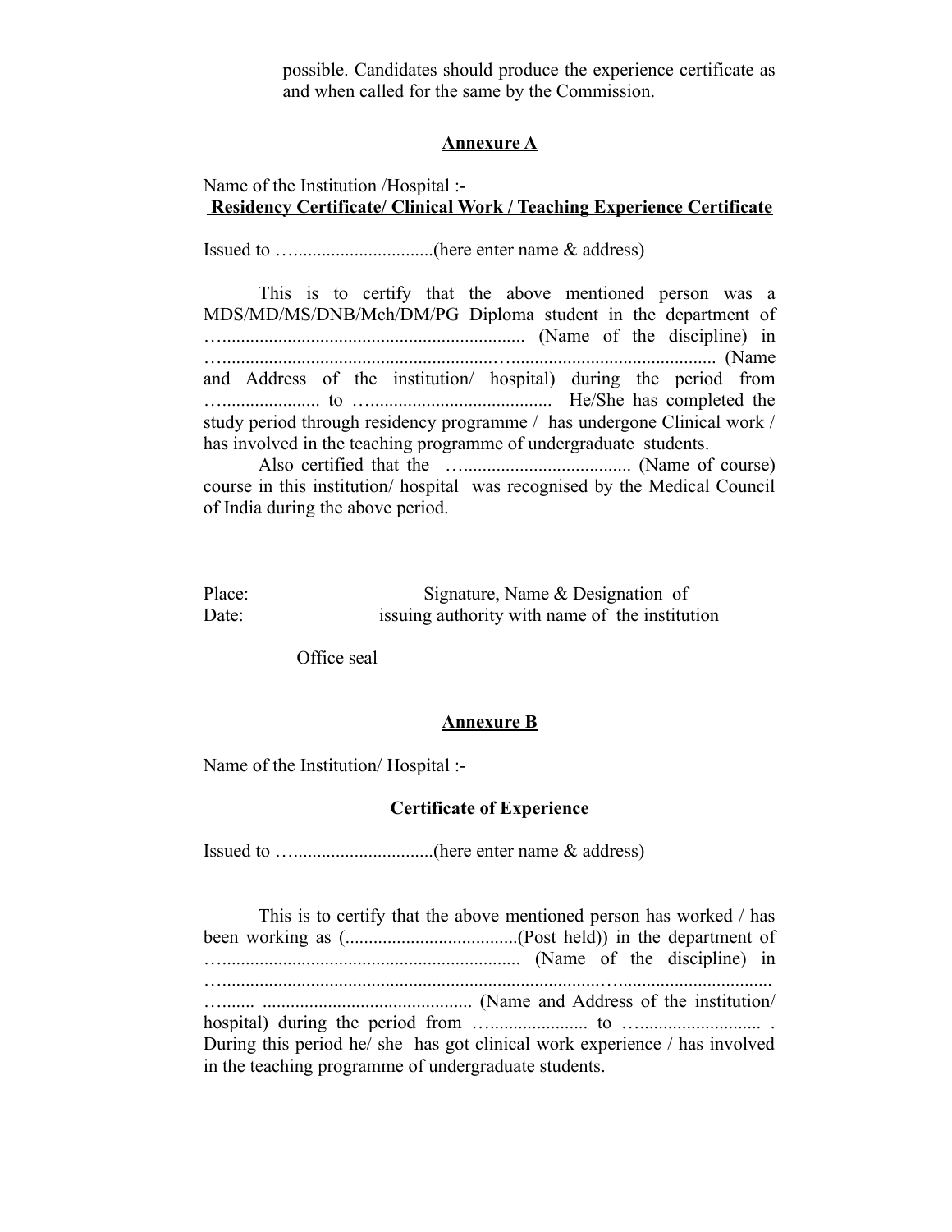possible. Candidates should produce the experience certificate as and when called for the same by the Commission.

## Annexure A

Name of the Institution /Hospital :-

**Residency Certificate/ Clinical Work / Teaching Experience Certificate**

Issued to …..............................(here enter name & address)

This is to certify that the above mentioned person was a MDS/MD/MS/DNB/Mch/DM/PG Diploma student in the department of …................................................................ (Name of the discipline) in …........................................................…......................................... (Name and Address of the institution/ hospital) during the period from …..................... to …...................................... He/She has completed the study period through residency programme / has undergone Clinical work / has involved in the teaching programme of undergraduate students.

Also certified that the …................................... (Name of course) course in this institution/ hospital was recognised by the Medical Council of India during the above period.

Place: Signature, Name & Designation of

Date: issuing authority with name of the institution

Office seal

## Annexure B

Name of the Institution/ Hospital :-

**Certificate of Experience**

Issued to …..............................(here enter name & address)

This is to certify that the above mentioned person has worked / has been working as (....................................(Post held)) in the department of …................................................................ (Name of the discipline) in …...........................................................................….................................. …....... ............................................ (Name and Address of the institution/ hospital) during the period from …..................... to …......................... . During this period he/ she has got clinical work experience / has involved in the teaching programme of undergraduate students.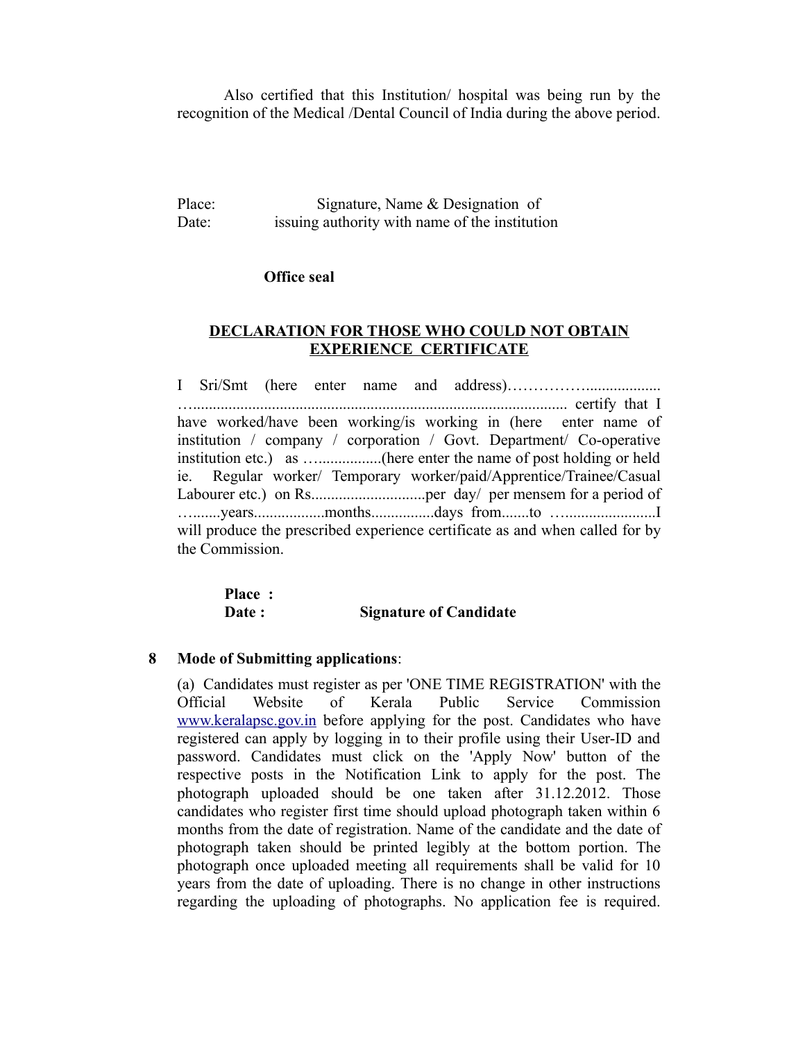Also certified that this Institution/ hospital was being run by the recognition of the Medical /Dental Council of India during the above period.

Place: Signature, Name & Designation of
Date: issuing authority with name of the institution

**Office seal**

**DECLARATION FOR THOSE WHO COULD NOT OBTAIN EXPERIENCE CERTIFICATE**

I Sri/Smt (here enter name and address)……………................... …............................................................................................ certify that I have worked/have been working/is working in (here enter name of institution / company / corporation / Govt. Department/ Co-operative institution etc.) as ….................(here enter the name of post holding or held ie. Regular worker/ Temporary worker/paid/Apprentice/Trainee/Casual Labourer etc.) on Rs.............................per day/ per mensem for a period of …......years.................months................days from.......to …......................I will produce the prescribed experience certificate as and when called for by the Commission.

**Place :**
**Date : Signature of Candidate**

**8 Mode of Submitting applications**:

(a) Candidates must register as per 'ONE TIME REGISTRATION' with the Official Website of Kerala Public Service Commission www.keralapsc.gov.in before applying for the post. Candidates who have registered can apply by logging in to their profile using their User-ID and password. Candidates must click on the 'Apply Now' button of the respective posts in the Notification Link to apply for the post. The photograph uploaded should be one taken after 31.12.2012. Those candidates who register first time should upload photograph taken within 6 months from the date of registration. Name of the candidate and the date of photograph taken should be printed legibly at the bottom portion. The photograph once uploaded meeting all requirements shall be valid for 10 years from the date of uploading. There is no change in other instructions regarding the uploading of photographs. No application fee is required.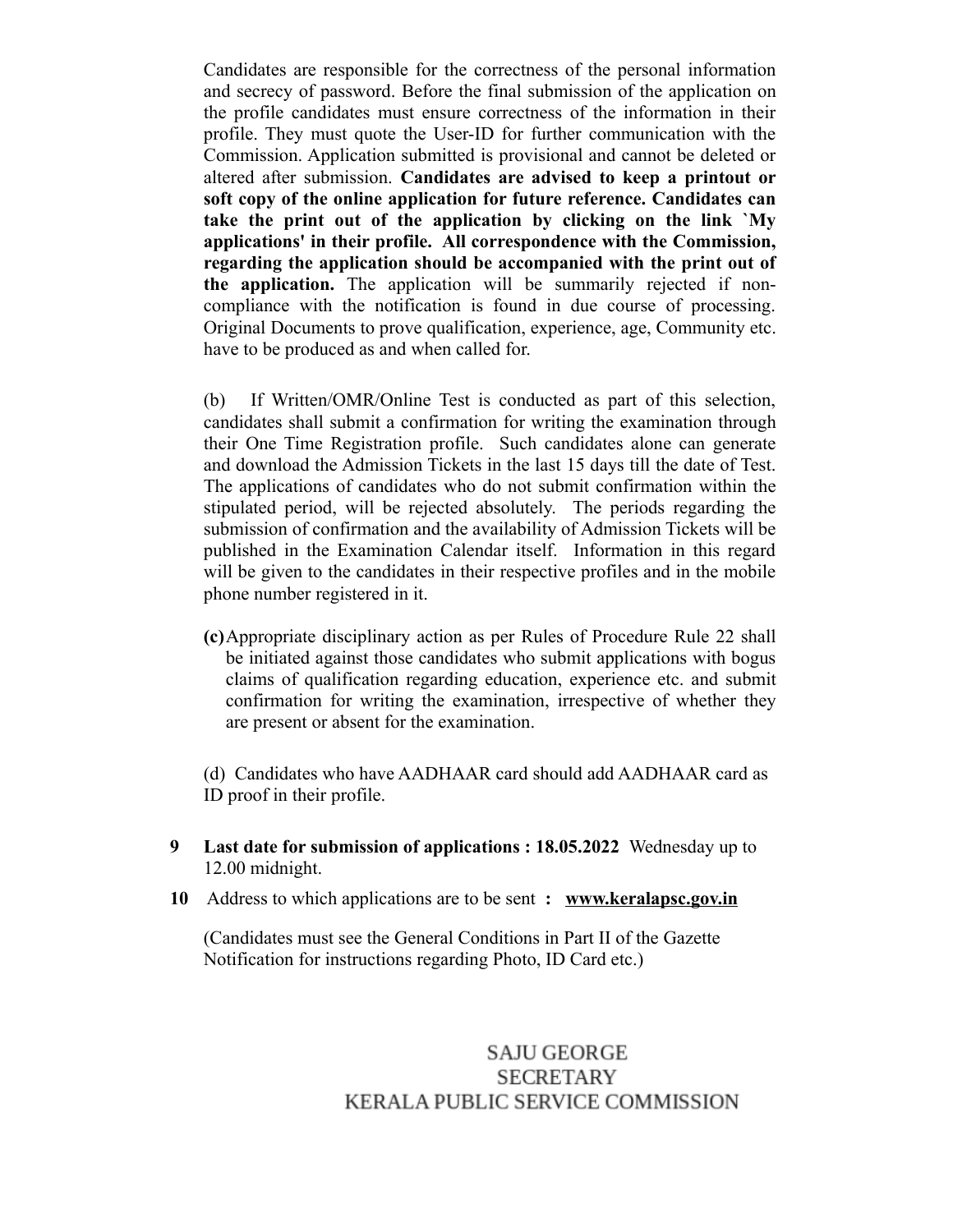Candidates are responsible for the correctness of the personal information and secrecy of password. Before the final submission of the application on the profile candidates must ensure correctness of the information in their profile. They must quote the User-ID for further communication with the Commission. Application submitted is provisional and cannot be deleted or altered after submission. **Candidates are advised to keep a printout or soft copy of the online application for future reference. Candidates can take the print out of the application by clicking on the link `My applications' in their profile. All correspondence with the Commission, regarding the application should be accompanied with the print out of the application.** The application will be summarily rejected if non-compliance with the notification is found in due course of processing. Original Documents to prove qualification, experience, age, Community etc. have to be produced as and when called for.

(b) If Written/OMR/Online Test is conducted as part of this selection, candidates shall submit a confirmation for writing the examination through their One Time Registration profile. Such candidates alone can generate and download the Admission Tickets in the last 15 days till the date of Test. The applications of candidates who do not submit confirmation within the stipulated period, will be rejected absolutely. The periods regarding the submission of confirmation and the availability of Admission Tickets will be published in the Examination Calendar itself. Information in this regard will be given to the candidates in their respective profiles and in the mobile phone number registered in it.

**(c)** Appropriate disciplinary action as per Rules of Procedure Rule 22 shall be initiated against those candidates who submit applications with bogus claims of qualification regarding education, experience etc. and submit confirmation for writing the examination, irrespective of whether they are present or absent for the examination.

(d) Candidates who have AADHAAR card should add AADHAAR card as ID proof in their profile.

**9** **Last date for submission of applications : 18.05.2022** Wednesday up to 12.00 midnight.

**10** Address to which applications are to be sent **:** **www.keralapsc.gov.in**

(Candidates must see the General Conditions in Part II of the Gazette Notification for instructions regarding Photo, ID Card etc.)

SAJU GEORGE
SECRETARY
KERALA PUBLIC SERVICE COMMISSION